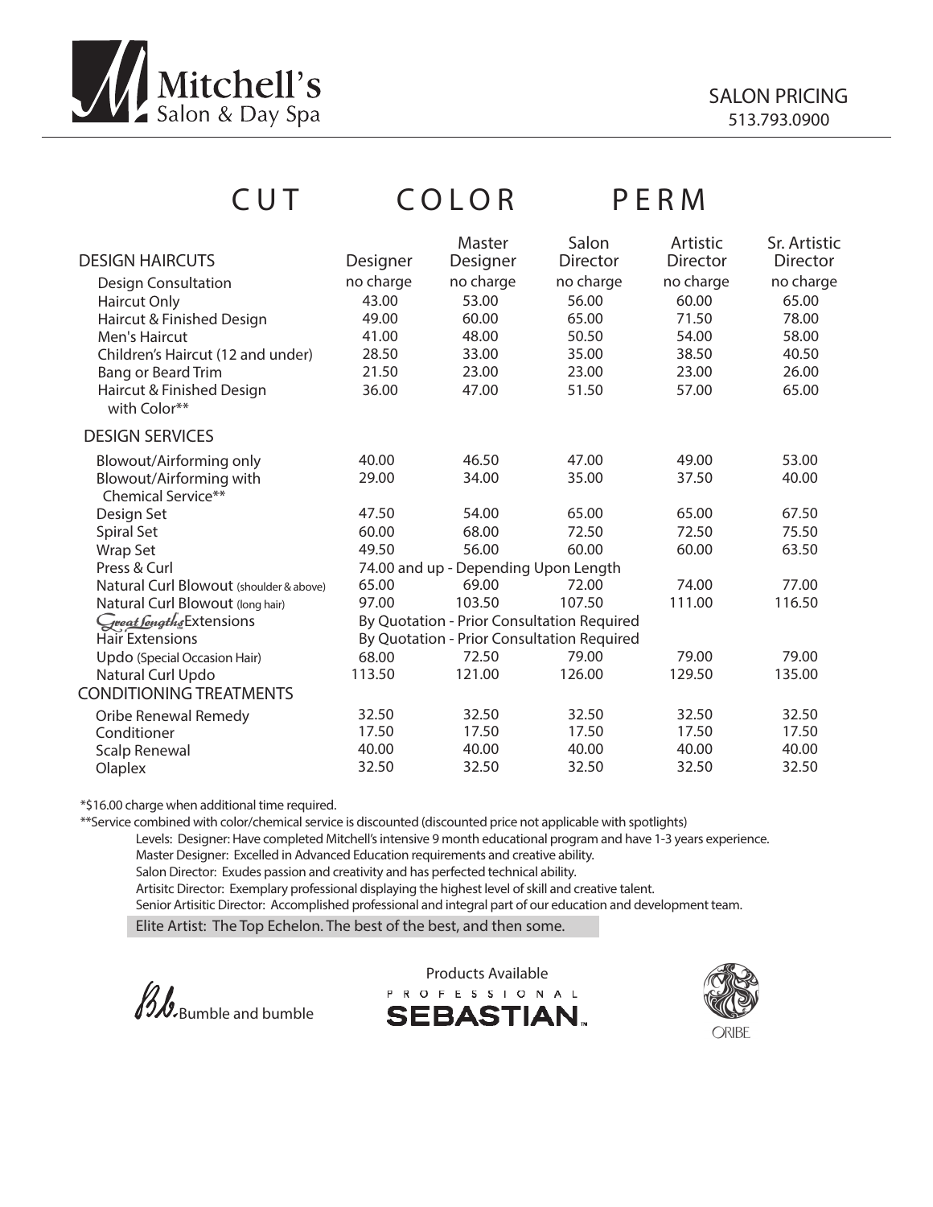# Mitchell's Salon & Day Spa

SALON PRICING
513.793.0900

## CUT COLOR PERM

| DESIGN HAIRCUTS | Designer | Master Designer | Salon Director | Artistic Director | Sr. Artistic Director |
|---|---|---|---|---|---|
| Design Consultation | no charge | no charge | no charge | no charge | no charge |
| Haircut Only | 43.00 | 53.00 | 56.00 | 60.00 | 65.00 |
| Haircut & Finished Design | 49.00 | 60.00 | 65.00 | 71.50 | 78.00 |
| Men's Haircut | 41.00 | 48.00 | 50.50 | 54.00 | 58.00 |
| Children's Haircut (12 and under) | 28.50 | 33.00 | 35.00 | 38.50 | 40.50 |
| Bang or Beard Trim | 21.50 | 23.00 | 23.00 | 23.00 | 26.00 |
| Haircut & Finished Design with Color** | 36.00 | 47.00 | 51.50 | 57.00 | 65.00 |
| **DESIGN SERVICES** | | | | | |
| Blowout/Airforming only | 40.00 | 46.50 | 47.00 | 49.00 | 53.00 |
| Blowout/Airforming with Chemical Service** | 29.00 | 34.00 | 35.00 | 37.50 | 40.00 |
| Design Set | 47.50 | 54.00 | 65.00 | 65.00 | 67.50 |
| Spiral Set | 60.00 | 68.00 | 72.50 | 72.50 | 75.50 |
| Wrap Set | 49.50 | 56.00 | 60.00 | 60.00 | 63.50 |
| Press & Curl | 74.00 and up - Depending Upon Length | | | | |
| Natural Curl Blowout (shoulder & above) | 65.00 | 69.00 | 72.00 | 74.00 | 77.00 |
| Natural Curl Blowout (long hair) | 97.00 | 103.50 | 107.50 | 111.00 | 116.50 |
| Great Lengths Extensions | By Quotation - Prior Consultation Required | | | | |
| Hair Extensions | By Quotation - Prior Consultation Required | | | | |
| Updo (Special Occasion Hair) | 68.00 | 72.50 | 79.00 | 79.00 | 79.00 |
| Natural Curl Updo | 113.50 | 121.00 | 126.00 | 129.50 | 135.00 |
| **CONDITIONING TREATMENTS** | | | | | |
| Oribe Renewal Remedy | 32.50 | 32.50 | 32.50 | 32.50 | 32.50 |
| Conditioner | 17.50 | 17.50 | 17.50 | 17.50 | 17.50 |
| Scalp Renewal | 40.00 | 40.00 | 40.00 | 40.00 | 40.00 |
| Olaplex | 32.50 | 32.50 | 32.50 | 32.50 | 32.50 |

*$16.00 charge when additional time required.

**Service combined with color/chemical service is discounted (discounted price not applicable with spotlights)

Levels: Designer: Have completed Mitchell's intensive 9 month educational program and have 1-3 years experience.
Master Designer: Excelled in Advanced Education requirements and creative ability.
Salon Director: Exudes passion and creativity and has perfected technical ability.
Artisitc Director: Exemplary professional displaying the highest level of skill and creative talent.
Senior Artisitic Director: Accomplished professional and integral part of our education and development team.

Elite Artist: The Top Echelon. The best of the best, and then some.

Products Available

Bumble and bumble | PROFESSIONAL SEBASTIAN | ORIBE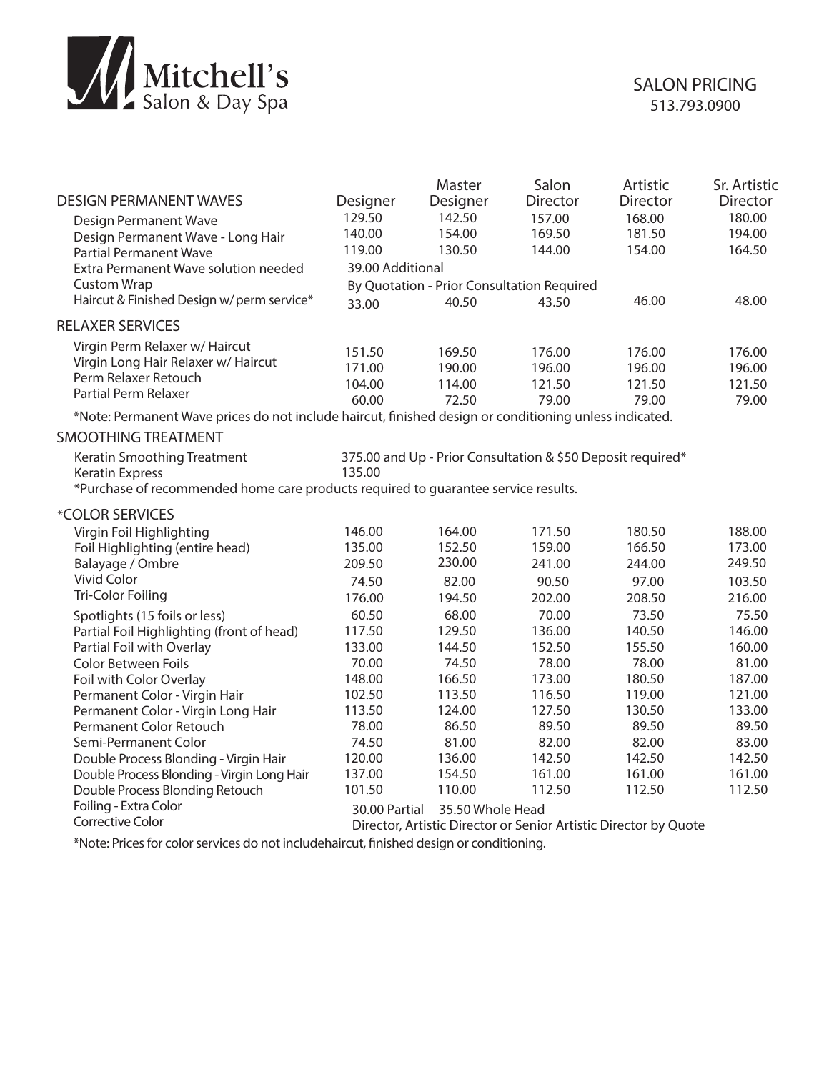# Mitchell's Salon & Day Spa

SALON PRICING
513.793.0900

| DESIGN PERMANENT WAVES | Designer | Master Designer | Salon Director | Artistic Director | Sr. Artistic Director |
|---|---|---|---|---|---|
| Design Permanent Wave | 129.50 | 142.50 | 157.00 | 168.00 | 180.00 |
| Design Permanent Wave - Long Hair | 140.00 | 154.00 | 169.50 | 181.50 | 194.00 |
| Partial Permanent Wave | 119.00 | 130.50 | 144.00 | 154.00 | 164.50 |
| Extra Permanent Wave solution needed | 39.00 Additional | | | | |
| Custom Wrap | By Quotation - Prior Consultation Required | | | | |
| Haircut & Finished Design w/ perm service* | 33.00 | 40.50 | 43.50 | 46.00 | 48.00 |
| **RELAXER SERVICES** | | | | | |
| Virgin Perm Relaxer w/ Haircut | 151.50 | 169.50 | 176.00 | 176.00 | 176.00 |
| Virgin Long Hair Relaxer w/ Haircut | 171.00 | 190.00 | 196.00 | 196.00 | 196.00 |
| Perm Relaxer Retouch | 104.00 | 114.00 | 121.50 | 121.50 | 121.50 |
| Partial Perm Relaxer | 60.00 | 72.50 | 79.00 | 79.00 | 79.00 |

*Note: Permanent Wave prices do not include haircut, finished design or conditioning unless indicated.

## SMOOTHING TREATMENT

| | |
|---|---|
| Keratin Smoothing Treatment | 375.00 and Up - Prior Consultation & $50 Deposit required* |
| Keratin Express | 135.00 |

*Purchase of recommended home care products required to guarantee service results.

| *COLOR SERVICES | Designer | Master Designer | Salon Director | Artistic Director | Sr. Artistic Director |
|---|---|---|---|---|---|
| Virgin Foil Highlighting | 146.00 | 164.00 | 171.50 | 180.50 | 188.00 |
| Foil Highlighting (entire head) | 135.00 | 152.50 | 159.00 | 166.50 | 173.00 |
| Balayage / Ombre | 209.50 | 230.00 | 241.00 | 244.00 | 249.50 |
| Vivid Color | 74.50 | 82.00 | 90.50 | 97.00 | 103.50 |
| Tri-Color Foiling | 176.00 | 194.50 | 202.00 | 208.50 | 216.00 |
| Spotlights (15 foils or less) | 60.50 | 68.00 | 70.00 | 73.50 | 75.50 |
| Partial Foil Highlighting (front of head) | 117.50 | 129.50 | 136.00 | 140.50 | 146.00 |
| Partial Foil with Overlay | 133.00 | 144.50 | 152.50 | 155.50 | 160.00 |
| Color Between Foils | 70.00 | 74.50 | 78.00 | 78.00 | 81.00 |
| Foil with Color Overlay | 148.00 | 166.50 | 173.00 | 180.50 | 187.00 |
| Permanent Color - Virgin Hair | 102.50 | 113.50 | 116.50 | 119.00 | 121.00 |
| Permanent Color - Virgin Long Hair | 113.50 | 124.00 | 127.50 | 130.50 | 133.00 |
| Permanent Color Retouch | 78.00 | 86.50 | 89.50 | 89.50 | 89.50 |
| Semi-Permanent Color | 74.50 | 81.00 | 82.00 | 82.00 | 83.00 |
| Double Process Blonding - Virgin Hair | 120.00 | 136.00 | 142.50 | 142.50 | 142.50 |
| Double Process Blonding - Virgin Long Hair | 137.00 | 154.50 | 161.00 | 161.00 | 161.00 |
| Double Process Blonding Retouch | 101.50 | 110.00 | 112.50 | 112.50 | 112.50 |
| Foiling - Extra Color | 30.00 Partial | 35.50 Whole Head | | | |
| Corrective Color | Director, Artistic Director or Senior Artistic Director by Quote | | | | |

*Note: Prices for color services do not includehaircut, finished design or conditioning.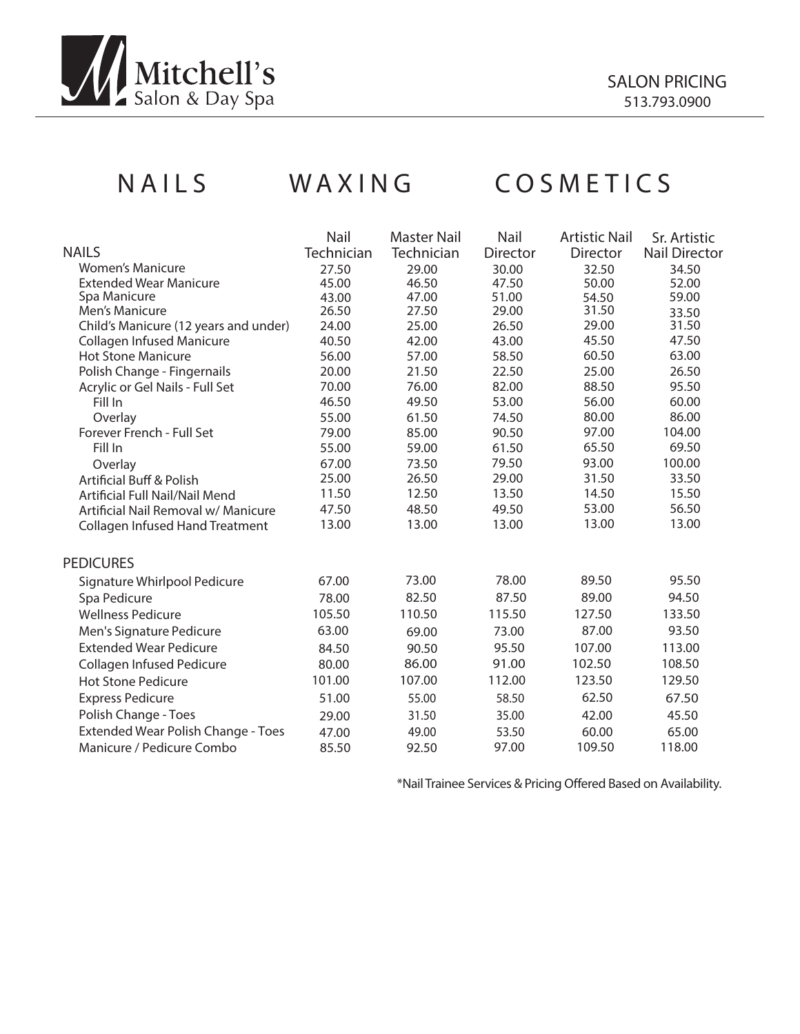# Mitchell's Salon & Day Spa

SALON PRICING
513.793.0900

## NAILS WAXING COSMETICS

| NAILS | Nail Technician | Master Nail Technician | Nail Director | Artistic Nail Director | Sr. Artistic Nail Director |
|---|---|---|---|---|---|
| Women's Manicure | 27.50 | 29.00 | 30.00 | 32.50 | 34.50 |
| Extended Wear Manicure | 45.00 | 46.50 | 47.50 | 50.00 | 52.00 |
| Spa Manicure | 43.00 | 47.00 | 51.00 | 54.50 | 59.00 |
| Men's Manicure | 26.50 | 27.50 | 29.00 | 31.50 | 33.50 |
| Child's Manicure (12 years and under) | 24.00 | 25.00 | 26.50 | 29.00 | 31.50 |
| Collagen Infused Manicure | 40.50 | 42.00 | 43.00 | 45.50 | 47.50 |
| Hot Stone Manicure | 56.00 | 57.00 | 58.50 | 60.50 | 63.00 |
| Polish Change - Fingernails | 20.00 | 21.50 | 22.50 | 25.00 | 26.50 |
| Acrylic or Gel Nails - Full Set | 70.00 | 76.00 | 82.00 | 88.50 | 95.50 |
| Fill In | 46.50 | 49.50 | 53.00 | 56.00 | 60.00 |
| Overlay | 55.00 | 61.50 | 74.50 | 80.00 | 86.00 |
| Forever French - Full Set | 79.00 | 85.00 | 90.50 | 97.00 | 104.00 |
| Fill In | 55.00 | 59.00 | 61.50 | 65.50 | 69.50 |
| Overlay | 67.00 | 73.50 | 79.50 | 93.00 | 100.00 |
| Artificial Buff & Polish | 25.00 | 26.50 | 29.00 | 31.50 | 33.50 |
| Artificial Full Nail/Nail Mend | 11.50 | 12.50 | 13.50 | 14.50 | 15.50 |
| Artificial Nail Removal w/ Manicure | 47.50 | 48.50 | 49.50 | 53.00 | 56.50 |
| Collagen Infused Hand Treatment | 13.00 | 13.00 | 13.00 | 13.00 | 13.00 |
| **PEDICURES** | | | | | |
| Signature Whirlpool Pedicure | 67.00 | 73.00 | 78.00 | 89.50 | 95.50 |
| Spa Pedicure | 78.00 | 82.50 | 87.50 | 89.00 | 94.50 |
| Wellness Pedicure | 105.50 | 110.50 | 115.50 | 127.50 | 133.50 |
| Men's Signature Pedicure | 63.00 | 69.00 | 73.00 | 87.00 | 93.50 |
| Extended Wear Pedicure | 84.50 | 90.50 | 95.50 | 107.00 | 113.00 |
| Collagen Infused Pedicure | 80.00 | 86.00 | 91.00 | 102.50 | 108.50 |
| Hot Stone Pedicure | 101.00 | 107.00 | 112.00 | 123.50 | 129.50 |
| Express Pedicure | 51.00 | 55.00 | 58.50 | 62.50 | 67.50 |
| Polish Change - Toes | 29.00 | 31.50 | 35.00 | 42.00 | 45.50 |
| Extended Wear Polish Change - Toes | 47.00 | 49.00 | 53.50 | 60.00 | 65.00 |
| Manicure / Pedicure Combo | 85.50 | 92.50 | 97.00 | 109.50 | 118.00 |

*Nail Trainee Services & Pricing Offered Based on Availability.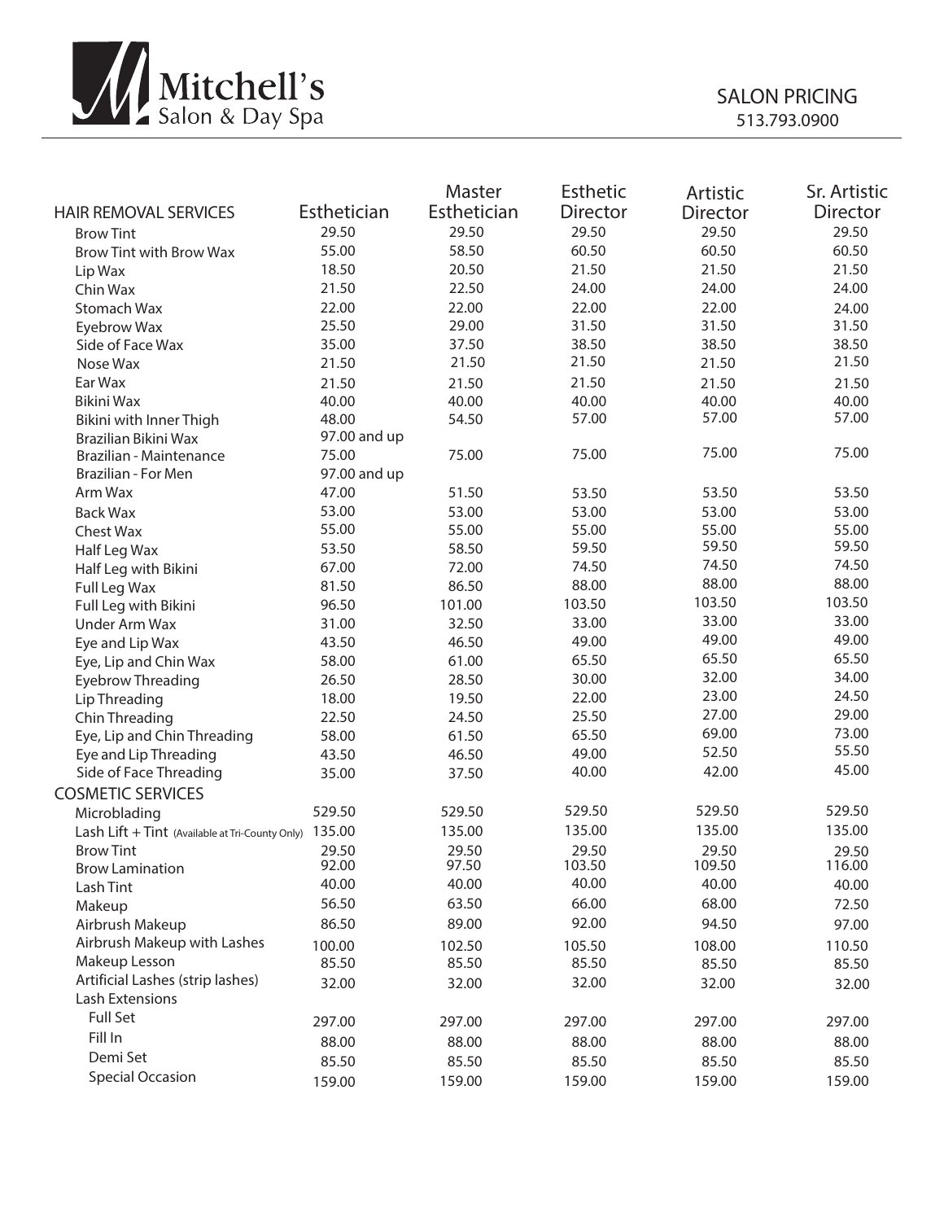# Mitchell's Salon & Day Spa

SALON PRICING
513.793.0900

| HAIR REMOVAL SERVICES | Esthetician | Master Esthetician | Esthetic Director | Artistic Director | Sr. Artistic Director |
|---|---|---|---|---|---|
| Brow Tint | 29.50 | 29.50 | 29.50 | 29.50 | 29.50 |
| Brow Tint with Brow Wax | 55.00 | 58.50 | 60.50 | 60.50 | 60.50 |
| Lip Wax | 18.50 | 20.50 | 21.50 | 21.50 | 21.50 |
| Chin Wax | 21.50 | 22.50 | 24.00 | 24.00 | 24.00 |
| Stomach Wax | 22.00 | 22.00 | 22.00 | 22.00 | 24.00 |
| Eyebrow Wax | 25.50 | 29.00 | 31.50 | 31.50 | 31.50 |
| Side of Face Wax | 35.00 | 37.50 | 38.50 | 38.50 | 38.50 |
| Nose Wax | 21.50 | 21.50 | 21.50 | 21.50 | 21.50 |
| Ear Wax | 21.50 | 21.50 | 21.50 | 21.50 | 21.50 |
| Bikini Wax | 40.00 | 40.00 | 40.00 | 40.00 | 40.00 |
| Bikini with Inner Thigh | 48.00 | 54.50 | 57.00 | 57.00 | 57.00 |
| Brazilian Bikini Wax | 97.00 and up | | | | |
| Brazilian - Maintenance | 75.00 | 75.00 | 75.00 | 75.00 | 75.00 |
| Brazilian - For Men | 97.00 and up | | | | |
| Arm Wax | 47.00 | 51.50 | 53.50 | 53.50 | 53.50 |
| Back Wax | 53.00 | 53.00 | 53.00 | 53.00 | 53.00 |
| Chest Wax | 55.00 | 55.00 | 55.00 | 55.00 | 55.00 |
| Half Leg Wax | 53.50 | 58.50 | 59.50 | 59.50 | 59.50 |
| Half Leg with Bikini | 67.00 | 72.00 | 74.50 | 74.50 | 74.50 |
| Full Leg Wax | 81.50 | 86.50 | 88.00 | 88.00 | 88.00 |
| Full Leg with Bikini | 96.50 | 101.00 | 103.50 | 103.50 | 103.50 |
| Under Arm Wax | 31.00 | 32.50 | 33.00 | 33.00 | 33.00 |
| Eye and Lip Wax | 43.50 | 46.50 | 49.00 | 49.00 | 49.00 |
| Eye, Lip and Chin Wax | 58.00 | 61.00 | 65.50 | 65.50 | 65.50 |
| Eyebrow Threading | 26.50 | 28.50 | 30.00 | 32.00 | 34.00 |
| Lip Threading | 18.00 | 19.50 | 22.00 | 23.00 | 24.50 |
| Chin Threading | 22.50 | 24.50 | 25.50 | 27.00 | 29.00 |
| Eye, Lip and Chin Threading | 58.00 | 61.50 | 65.50 | 69.00 | 73.00 |
| Eye and Lip Threading | 43.50 | 46.50 | 49.00 | 52.50 | 55.50 |
| Side of Face Threading | 35.00 | 37.50 | 40.00 | 42.00 | 45.00 |
| **COSMETIC SERVICES** | | | | | |
| Microblading | 529.50 | 529.50 | 529.50 | 529.50 | 529.50 |
| Lash Lift + Tint (Available at Tri-County Only) | 135.00 | 135.00 | 135.00 | 135.00 | 135.00 |
| Brow Tint | 29.50 | 29.50 | 29.50 | 29.50 | 29.50 |
| Brow Lamination | 92.00 | 97.50 | 103.50 | 109.50 | 116.00 |
| Lash Tint | 40.00 | 40.00 | 40.00 | 40.00 | 40.00 |
| Makeup | 56.50 | 63.50 | 66.00 | 68.00 | 72.50 |
| Airbrush Makeup | 86.50 | 89.00 | 92.00 | 94.50 | 97.00 |
| Airbrush Makeup with Lashes | 100.00 | 102.50 | 105.50 | 108.00 | 110.50 |
| Makeup Lesson | 85.50 | 85.50 | 85.50 | 85.50 | 85.50 |
| Artificial Lashes (strip lashes) | 32.00 | 32.00 | 32.00 | 32.00 | 32.00 |
| Lash Extensions | | | | | |
| Full Set | 297.00 | 297.00 | 297.00 | 297.00 | 297.00 |
| Fill In | 88.00 | 88.00 | 88.00 | 88.00 | 88.00 |
| Demi Set | 85.50 | 85.50 | 85.50 | 85.50 | 85.50 |
| Special Occasion | 159.00 | 159.00 | 159.00 | 159.00 | 159.00 |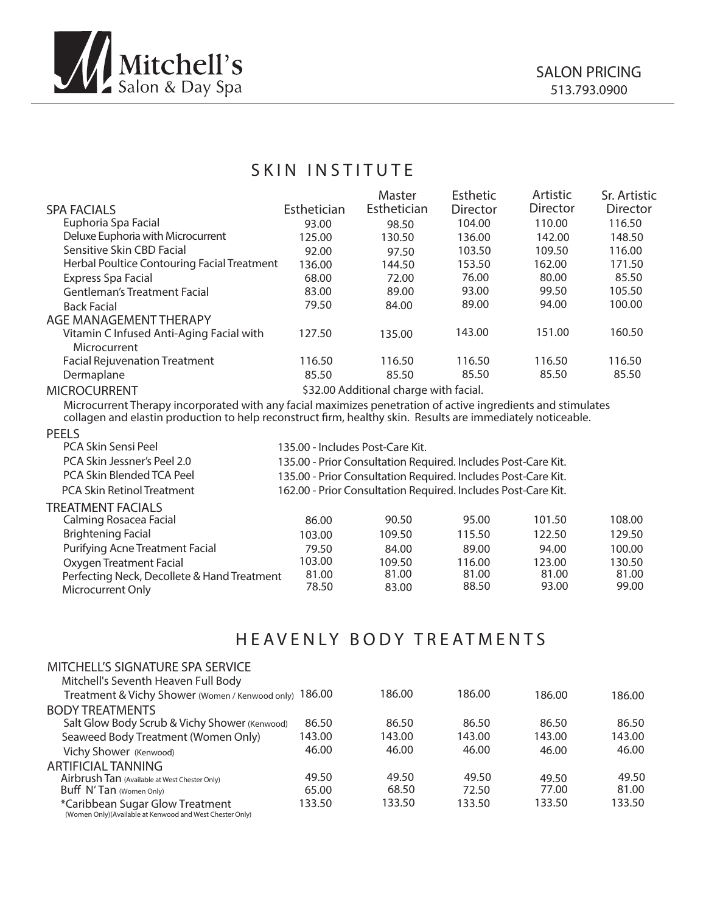Mitchell's Salon & Day Spa

SALON PRICING
513.793.0900

## SKIN INSTITUTE

| SPA FACIALS | Esthetician | Master Esthetician | Esthetic Director | Artistic Director | Sr. Artistic Director |
|---|---|---|---|---|---|
| Euphoria Spa Facial | 93.00 | 98.50 | 104.00 | 110.00 | 116.50 |
| Deluxe Euphoria with Microcurrent | 125.00 | 130.50 | 136.00 | 142.00 | 148.50 |
| Sensitive Skin CBD Facial | 92.00 | 97.50 | 103.50 | 109.50 | 116.00 |
| Herbal Poultice Contouring Facial Treatment | 136.00 | 144.50 | 153.50 | 162.00 | 171.50 |
| Express Spa Facial | 68.00 | 72.00 | 76.00 | 80.00 | 85.50 |
| Gentleman's Treatment Facial | 83.00 | 89.00 | 93.00 | 99.50 | 105.50 |
| Back Facial | 79.50 | 84.00 | 89.00 | 94.00 | 100.00 |
| **AGE MANAGEMENT THERAPY** | | | | | |
| Vitamin C Infused Anti-Aging Facial with Microcurrent | 127.50 | 135.00 | 143.00 | 151.00 | 160.50 |
| Facial Rejuvenation Treatment | 116.50 | 116.50 | 116.50 | 116.50 | 116.50 |
| Dermaplane | 85.50 | 85.50 | 85.50 | 85.50 | 85.50 |

MICROCURRENT — $32.00 Additional charge with facial.

Microcurrent Therapy incorporated with any facial maximizes penetration of active ingredients and stimulates collagen and elastin production to help reconstruct firm, healthy skin. Results are immediately noticeable.

PEELS

| | |
|---|---|
| PCA Skin Sensi Peel | 135.00 - Includes Post-Care Kit. |
| PCA Skin Jessner's Peel 2.0 | 135.00 - Prior Consultation Required. Includes Post-Care Kit. |
| PCA Skin Blended TCA Peel | 135.00 - Prior Consultation Required. Includes Post-Care Kit. |
| PCA Skin Retinol Treatment | 162.00 - Prior Consultation Required. Includes Post-Care Kit. |

| TREATMENT FACIALS | Esthetician | Master Esthetician | Esthetic Director | Artistic Director | Sr. Artistic Director |
|---|---|---|---|---|---|
| Calming Rosacea Facial | 86.00 | 90.50 | 95.00 | 101.50 | 108.00 |
| Brightening Facial | 103.00 | 109.50 | 115.50 | 122.50 | 129.50 |
| Purifying Acne Treatment Facial | 79.50 | 84.00 | 89.00 | 94.00 | 100.00 |
| Oxygen Treatment Facial | 103.00 | 109.50 | 116.00 | 123.00 | 130.50 |
| Perfecting Neck, Decollete & Hand Treatment | 81.00 | 81.00 | 81.00 | 81.00 | 81.00 |
| Microcurrent Only | 78.50 | 83.00 | 88.50 | 93.00 | 99.00 |

## HEAVENLY BODY TREATMENTS

| | Esthetician | Master Esthetician | Esthetic Director | Artistic Director | Sr. Artistic Director |
|---|---|---|---|---|---|
| **MITCHELL'S SIGNATURE SPA SERVICE** | | | | | |
| Mitchell's Seventh Heaven Full Body Treatment & Vichy Shower (Women / Kenwood only) | 186.00 | 186.00 | 186.00 | 186.00 | 186.00 |
| **BODY TREATMENTS** | | | | | |
| Salt Glow Body Scrub & Vichy Shower (Kenwood) | 86.50 | 86.50 | 86.50 | 86.50 | 86.50 |
| Seaweed Body Treatment (Women Only) | 143.00 | 143.00 | 143.00 | 143.00 | 143.00 |
| Vichy Shower (Kenwood) | 46.00 | 46.00 | 46.00 | 46.00 | 46.00 |
| **ARTIFICIAL TANNING** | | | | | |
| Airbrush Tan (Available at West Chester Only) | 49.50 | 49.50 | 49.50 | 49.50 | 49.50 |
| Buff N' Tan (Women Only) | 65.00 | 68.50 | 72.50 | 77.00 | 81.00 |
| *Caribbean Sugar Glow Treatment (Women Only)(Available at Kenwood and West Chester Only) | 133.50 | 133.50 | 133.50 | 133.50 | 133.50 |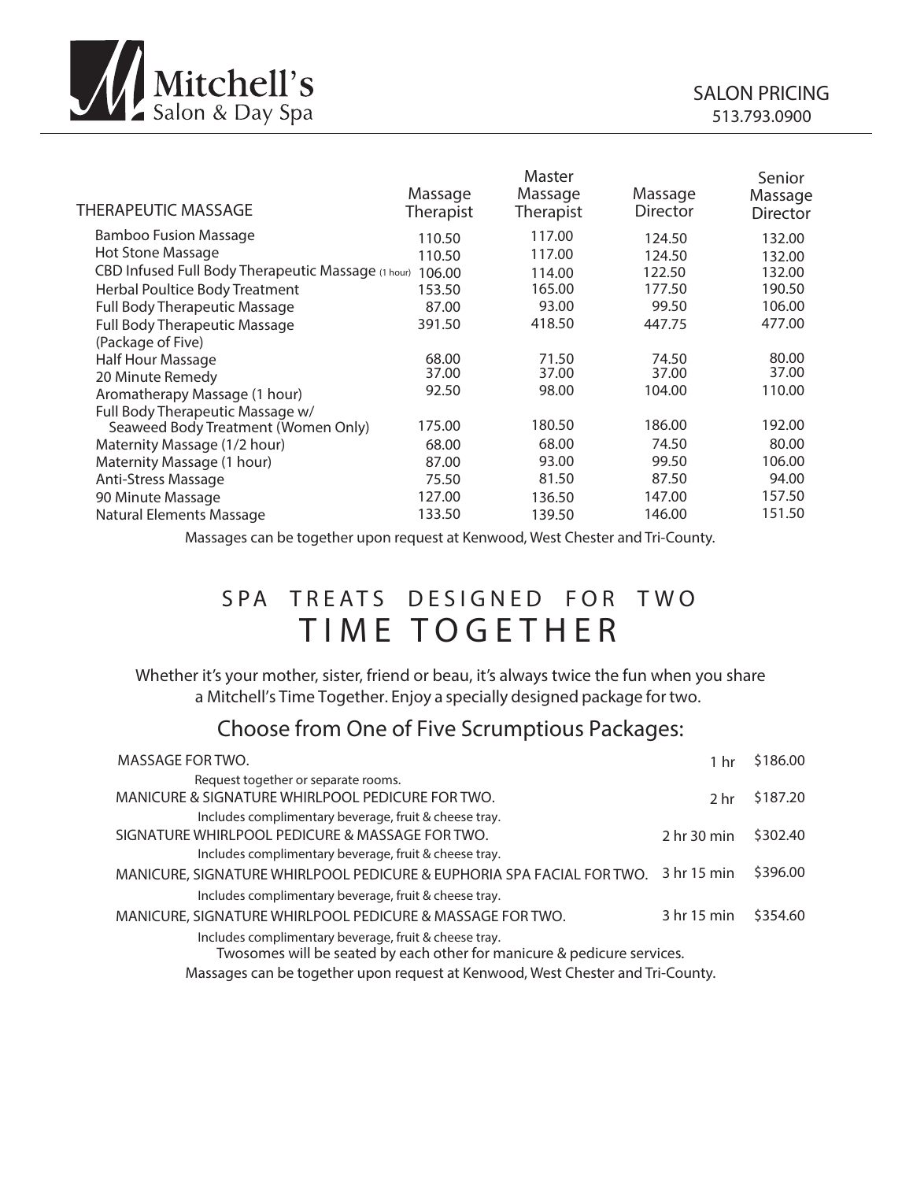Mitchell's Salon & Day Spa

SALON PRICING
513.793.0900

| THERAPEUTIC MASSAGE | Massage Therapist | Master Massage Therapist | Massage Director | Senior Massage Director |
|---|---|---|---|---|
| Bamboo Fusion Massage | 110.50 | 117.00 | 124.50 | 132.00 |
| Hot Stone Massage | 110.50 | 117.00 | 124.50 | 132.00 |
| CBD Infused Full Body Therapeutic Massage (1 hour) | 106.00 | 114.00 | 122.50 | 132.00 |
| Herbal Poultice Body Treatment | 153.50 | 165.00 | 177.50 | 190.50 |
| Full Body Therapeutic Massage | 87.00 | 93.00 | 99.50 | 106.00 |
| Full Body Therapeutic Massage (Package of Five) | 391.50 | 418.50 | 447.75 | 477.00 |
| Half Hour Massage | 68.00 | 71.50 | 74.50 | 80.00 |
| 20 Minute Remedy | 37.00 | 37.00 | 37.00 | 37.00 |
| Aromatherapy Massage (1 hour) | 92.50 | 98.00 | 104.00 | 110.00 |
| Full Body Therapeutic Massage w/ Seaweed Body Treatment (Women Only) | 175.00 | 180.50 | 186.00 | 192.00 |
| Maternity Massage (1/2 hour) | 68.00 | 68.00 | 74.50 | 80.00 |
| Maternity Massage (1 hour) | 87.00 | 93.00 | 99.50 | 106.00 |
| Anti-Stress Massage | 75.50 | 81.50 | 87.50 | 94.00 |
| 90 Minute Massage | 127.00 | 136.50 | 147.00 | 157.50 |
| Natural Elements Massage | 133.50 | 139.50 | 146.00 | 151.50 |

Massages can be together upon request at Kenwood, West Chester and Tri-County.

## SPA TREATS DESIGNED FOR TWO
# TIME TOGETHER

Whether it's your mother, sister, friend or beau, it's always twice the fun when you share a Mitchell's Time Together. Enjoy a specially designed package for two.

## Choose from One of Five Scrumptious Packages:

| Package | Time | Price |
|---|---|---|
| MASSAGE FOR TWO.<br>Request together or separate rooms. | 1 hr | $186.00 |
| MANICURE & SIGNATURE WHIRLPOOL PEDICURE FOR TWO.<br>Includes complimentary beverage, fruit & cheese tray. | 2 hr | $187.20 |
| SIGNATURE WHIRLPOOL PEDICURE & MASSAGE FOR TWO.<br>Includes complimentary beverage, fruit & cheese tray. | 2 hr 30 min | $302.40 |
| MANICURE, SIGNATURE WHIRLPOOL PEDICURE & EUPHORIA SPA FACIAL FOR TWO.<br>Includes complimentary beverage, fruit & cheese tray. | 3 hr 15 min | $396.00 |
| MANICURE, SIGNATURE WHIRLPOOL PEDICURE & MASSAGE FOR TWO.<br>Includes complimentary beverage, fruit & cheese tray. | 3 hr 15 min | $354.60 |

Twosomes will be seated by each other for manicure & pedicure services.

Massages can be together upon request at Kenwood, West Chester and Tri-County.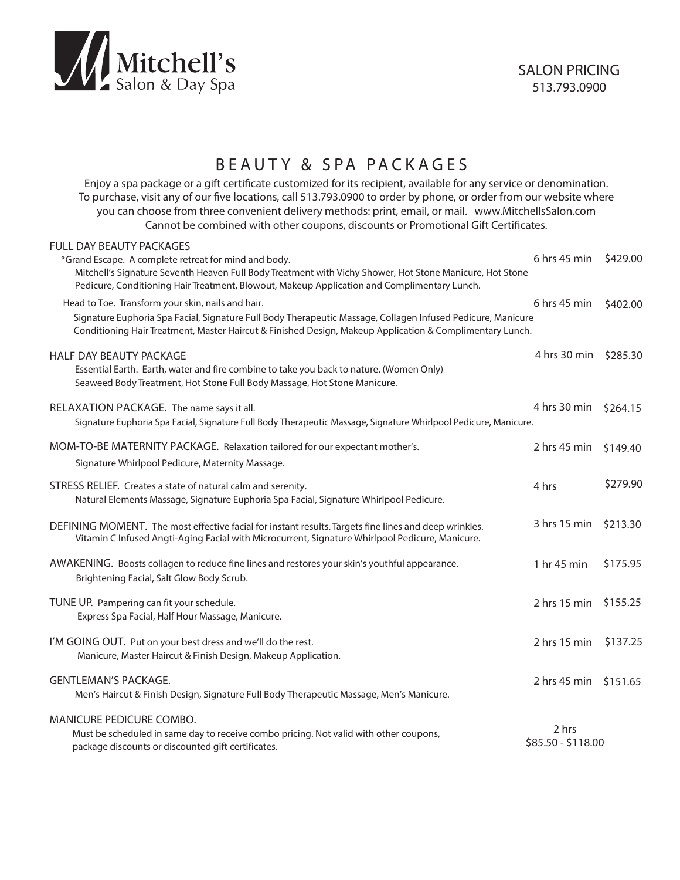Mitchell's Salon & Day Spa

SALON PRICING
513.793.0900

# BEAUTY & SPA PACKAGES

Enjoy a spa package or a gift certificate customized for its recipient, available for any service or denomination. To purchase, visit any of our five locations, call 513.793.0900 to order by phone, or order from our website where you can choose from three convenient delivery methods: print, email, or mail. www.MitchellsSalon.com
Cannot be combined with other coupons, discounts or Promotional Gift Certificates.

## FULL DAY BEAUTY PACKAGES

*Grand Escape. A complete retreat for mind and body. — 6 hrs 45 min — $429.00
Mitchell's Signature Seventh Heaven Full Body Treatment with Vichy Shower, Hot Stone Manicure, Hot Stone Pedicure, Conditioning Hair Treatment, Blowout, Makeup Application and Complimentary Lunch.

Head to Toe. Transform your skin, nails and hair. — 6 hrs 45 min — $402.00
Signature Euphoria Spa Facial, Signature Full Body Therapeutic Massage, Collagen Infused Pedicure, Manicure Conditioning Hair Treatment, Master Haircut & Finished Design, Makeup Application & Complimentary Lunch.

## HALF DAY BEAUTY PACKAGE — 4 hrs 30 min — $285.30

Essential Earth. Earth, water and fire combine to take you back to nature. (Women Only)
Seaweed Body Treatment, Hot Stone Full Body Massage, Hot Stone Manicure.

## RELAXATION PACKAGE. The name says it all. — 4 hrs 30 min — $264.15

Signature Euphoria Spa Facial, Signature Full Body Therapeutic Massage, Signature Whirlpool Pedicure, Manicure.

## MOM-TO-BE MATERNITY PACKAGE. Relaxation tailored for our expectant mother's. — 2 hrs 45 min — $149.40

Signature Whirlpool Pedicure, Maternity Massage.

## STRESS RELIEF. Creates a state of natural calm and serenity. — 4 hrs — $279.90

Natural Elements Massage, Signature Euphoria Spa Facial, Signature Whirlpool Pedicure.

## DEFINING MOMENT. The most effective facial for instant results. Targets fine lines and deep wrinkles. — 3 hrs 15 min — $213.30

Vitamin C Infused Angti-Aging Facial with Microcurrent, Signature Whirlpool Pedicure, Manicure.

## AWAKENING. Boosts collagen to reduce fine lines and restores your skin's youthful appearance. — 1 hr 45 min — $175.95

Brightening Facial, Salt Glow Body Scrub.

## TUNE UP. Pampering can fit your schedule. — 2 hrs 15 min — $155.25

Express Spa Facial, Half Hour Massage, Manicure.

## I'M GOING OUT. Put on your best dress and we'll do the rest. — 2 hrs 15 min — $137.25

Manicure, Master Haircut & Finish Design, Makeup Application.

## GENTLEMAN'S PACKAGE. — 2 hrs 45 min — $151.65

Men's Haircut & Finish Design, Signature Full Body Therapeutic Massage, Men's Manicure.

## MANICURE PEDICURE COMBO. — 2 hrs — $85.50 - $118.00

Must be scheduled in same day to receive combo pricing. Not valid with other coupons, package discounts or discounted gift certificates.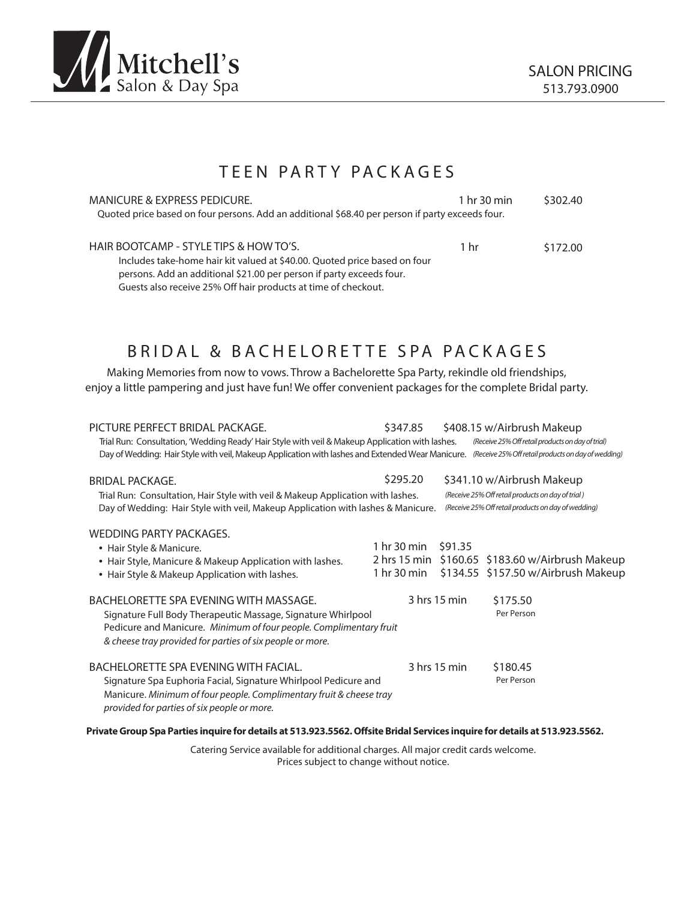Mitchell's Salon & Day Spa

SALON PRICING
513.793.0900

# TEEN PARTY PACKAGES

| | | |
|---|---|---|
| MANICURE & EXPRESS PEDICURE. | 1 hr 30 min | $302.40 |
| HAIR BOOTCAMP - STYLE TIPS & HOW TO'S. | 1 hr | $172.00 |

**MANICURE & EXPRESS PEDICURE.** 1 hr 30 min — $302.40
Quoted price based on four persons. Add an additional $68.40 per person if party exceeds four.

**HAIR BOOTCAMP - STYLE TIPS & HOW TO'S.** 1 hr — $172.00
Includes take-home hair kit valued at $40.00. Quoted price based on four persons. Add an additional $21.00 per person if party exceeds four. Guests also receive 25% Off hair products at time of checkout.

# BRIDAL & BACHELORETTE SPA PACKAGES

Making Memories from now to vows. Throw a Bachelorette Spa Party, rekindle old friendships, enjoy a little pampering and just have fun! We offer convenient packages for the complete Bridal party.

**PICTURE PERFECT BRIDAL PACKAGE.** $347.85 — $408.15 w/Airbrush Makeup
Trial Run: Consultation, 'Wedding Ready' Hair Style with veil & Makeup Application with lashes. *(Receive 25% Off retail products on day of trial)*
Day of Wedding: Hair Style with veil, Makeup Application with lashes and Extended Wear Manicure. *(Receive 25% Off retail products on day of wedding)*

**BRIDAL PACKAGE.** $295.20 — $341.10 w/Airbrush Makeup
Trial Run: Consultation, Hair Style with veil & Makeup Application with lashes. *(Receive 25% Off retail products on day of trial)*
Day of Wedding: Hair Style with veil, Makeup Application with lashes & Manicure. *(Receive 25% Off retail products on day of wedding)*

**WEDDING PARTY PACKAGES.**

| | | | |
|---|---|---|---|
| • Hair Style & Manicure. | 1 hr 30 min | $91.35 | |
| • Hair Style, Manicure & Makeup Application with lashes. | 2 hrs 15 min | $160.65 | $183.60 w/Airbrush Makeup |
| • Hair Style & Makeup Application with lashes. | 1 hr 30 min | $134.55 | $157.50 w/Airbrush Makeup |

**BACHELORETTE SPA EVENING WITH MASSAGE.** 3 hrs 15 min — $175.50 Per Person
Signature Full Body Therapeutic Massage, Signature Whirlpool Pedicure and Manicure. *Minimum of four people. Complimentary fruit & cheese tray provided for parties of six people or more.*

**BACHELORETTE SPA EVENING WITH FACIAL.** 3 hrs 15 min — $180.45 Per Person
Signature Spa Euphoria Facial, Signature Whirlpool Pedicure and Manicure. *Minimum of four people. Complimentary fruit & cheese tray provided for parties of six people or more.*

**Private Group Spa Parties inquire for details at 513.923.5562. Offsite Bridal Services inquire for details at 513.923.5562.**

Catering Service available for additional charges. All major credit cards welcome.
Prices subject to change without notice.